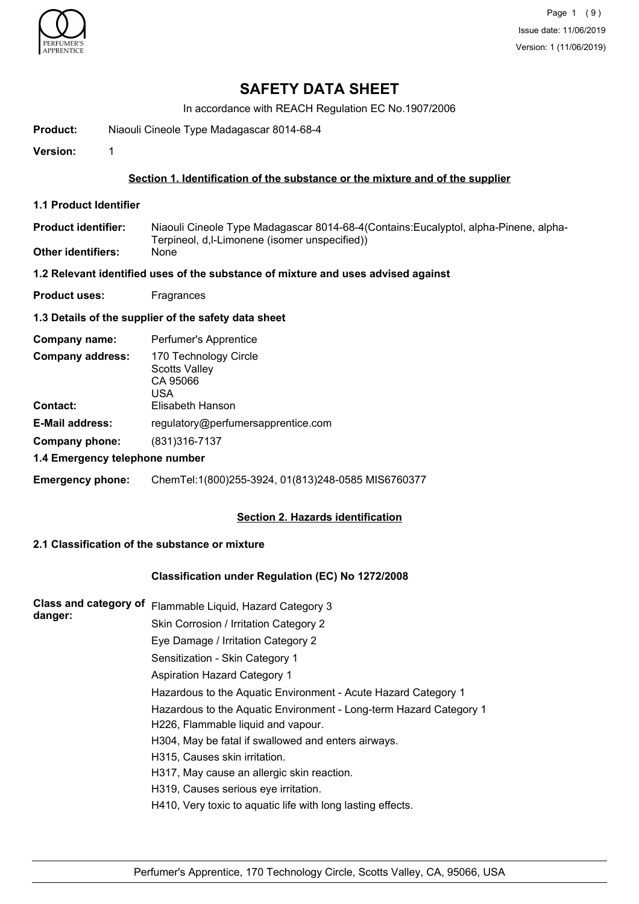# SAFETY DATA SHEET

In accordance with REACH Regulation EC No.1907/2006

**Product:** Niaouli Cineole Type Madagascar 8014-68-4

**Version:** 1

## Section 1. Identification of the substance or the mixture and of the supplier

### 1.1 Product Identifier

**Product identifier:** Niaouli Cineole Type Madagascar 8014-68-4(Contains:Eucalyptol, alpha-Pinene, alpha-Terpineol, d,l-Limonene (isomer unspecified))

**Other identifiers:** None

### 1.2 Relevant identified uses of the substance of mixture and uses advised against

**Product uses:** Fragrances

### 1.3 Details of the supplier of the safety data sheet

**Company name:** Perfumer's Apprentice

**Company address:** 170 Technology Circle
Scotts Valley
CA 95066
USA

**Contact:** Elisabeth Hanson

**E-Mail address:** regulatory@perfumersapprentice.com

**Company phone:** (831)316-7137

### 1.4 Emergency telephone number

**Emergency phone:** ChemTel:1(800)255-3924, 01(813)248-0585 MIS6760377

## Section 2. Hazards identification

### 2.1 Classification of the substance or mixture

**Classification under Regulation (EC) No 1272/2008**

**Class and category of danger:**

Flammable Liquid, Hazard Category 3
Skin Corrosion / Irritation Category 2
Eye Damage / Irritation Category 2
Sensitization - Skin Category 1
Aspiration Hazard Category 1
Hazardous to the Aquatic Environment - Acute Hazard Category 1
Hazardous to the Aquatic Environment - Long-term Hazard Category 1

H226, Flammable liquid and vapour.
H304, May be fatal if swallowed and enters airways.
H315, Causes skin irritation.
H317, May cause an allergic skin reaction.
H319, Causes serious eye irritation.
H410, Very toxic to aquatic life with long lasting effects.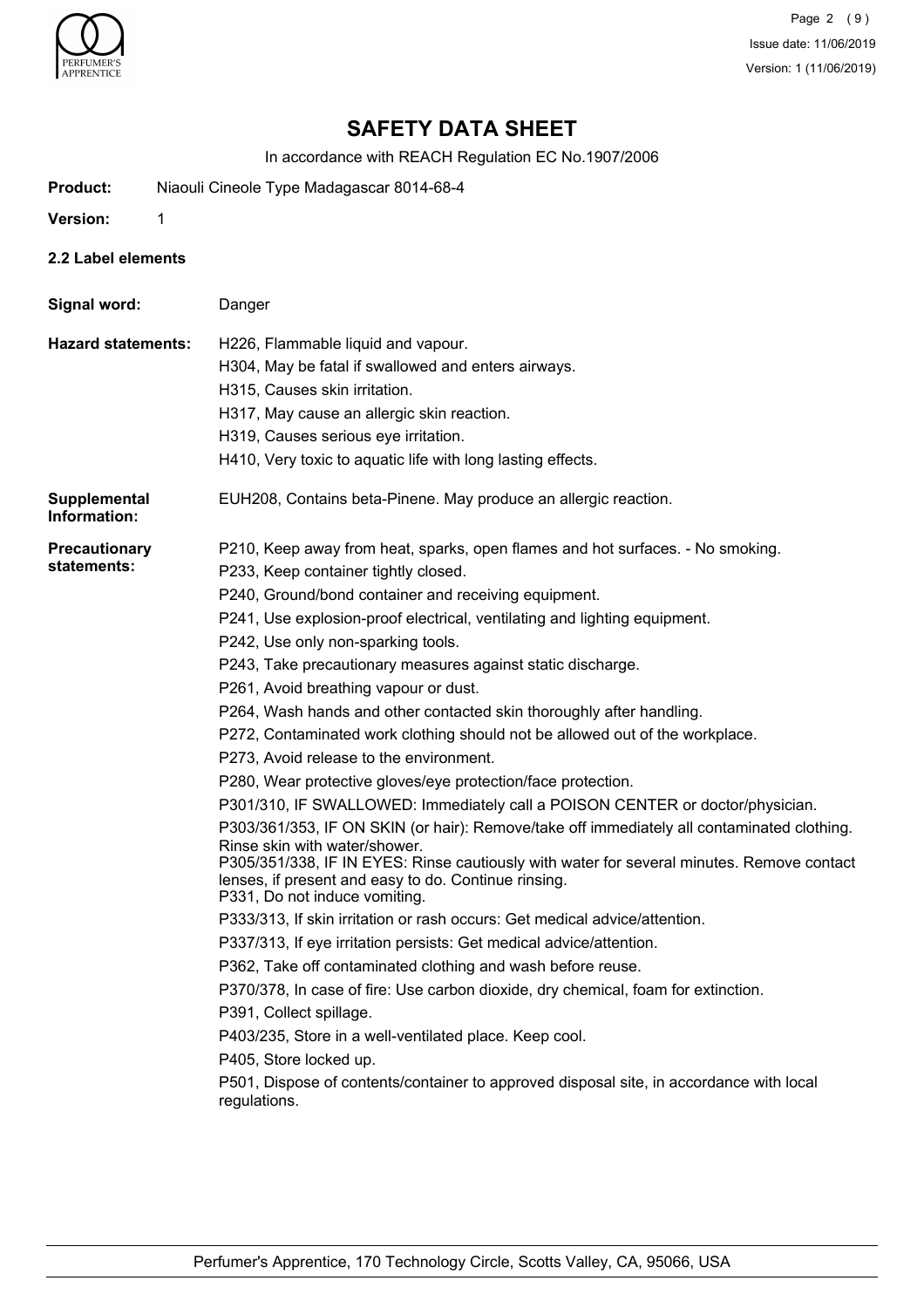# SAFETY DATA SHEET

In accordance with REACH Regulation EC No.1907/2006

**Product:** Niaouli Cineole Type Madagascar 8014-68-4

**Version:** 1

### 2.2 Label elements

**Signal word:** Danger

**Hazard statements:**

H226, Flammable liquid and vapour.
H304, May be fatal if swallowed and enters airways.
H315, Causes skin irritation.
H317, May cause an allergic skin reaction.
H319, Causes serious eye irritation.
H410, Very toxic to aquatic life with long lasting effects.

**Supplemental Information:** EUH208, Contains beta-Pinene. May produce an allergic reaction.

**Precautionary statements:**

P210, Keep away from heat, sparks, open flames and hot surfaces. - No smoking.
P233, Keep container tightly closed.
P240, Ground/bond container and receiving equipment.
P241, Use explosion-proof electrical, ventilating and lighting equipment.
P242, Use only non-sparking tools.
P243, Take precautionary measures against static discharge.
P261, Avoid breathing vapour or dust.
P264, Wash hands and other contacted skin thoroughly after handling.
P272, Contaminated work clothing should not be allowed out of the workplace.
P273, Avoid release to the environment.
P280, Wear protective gloves/eye protection/face protection.
P301/310, IF SWALLOWED: Immediately call a POISON CENTER or doctor/physician.
P303/361/353, IF ON SKIN (or hair): Remove/take off immediately all contaminated clothing. Rinse skin with water/shower.
P305/351/338, IF IN EYES: Rinse cautiously with water for several minutes. Remove contact lenses, if present and easy to do. Continue rinsing.
P331, Do not induce vomiting.
P333/313, If skin irritation or rash occurs: Get medical advice/attention.
P337/313, If eye irritation persists: Get medical advice/attention.
P362, Take off contaminated clothing and wash before reuse.
P370/378, In case of fire: Use carbon dioxide, dry chemical, foam for extinction.
P391, Collect spillage.
P403/235, Store in a well-ventilated place. Keep cool.
P405, Store locked up.
P501, Dispose of contents/container to approved disposal site, in accordance with local regulations.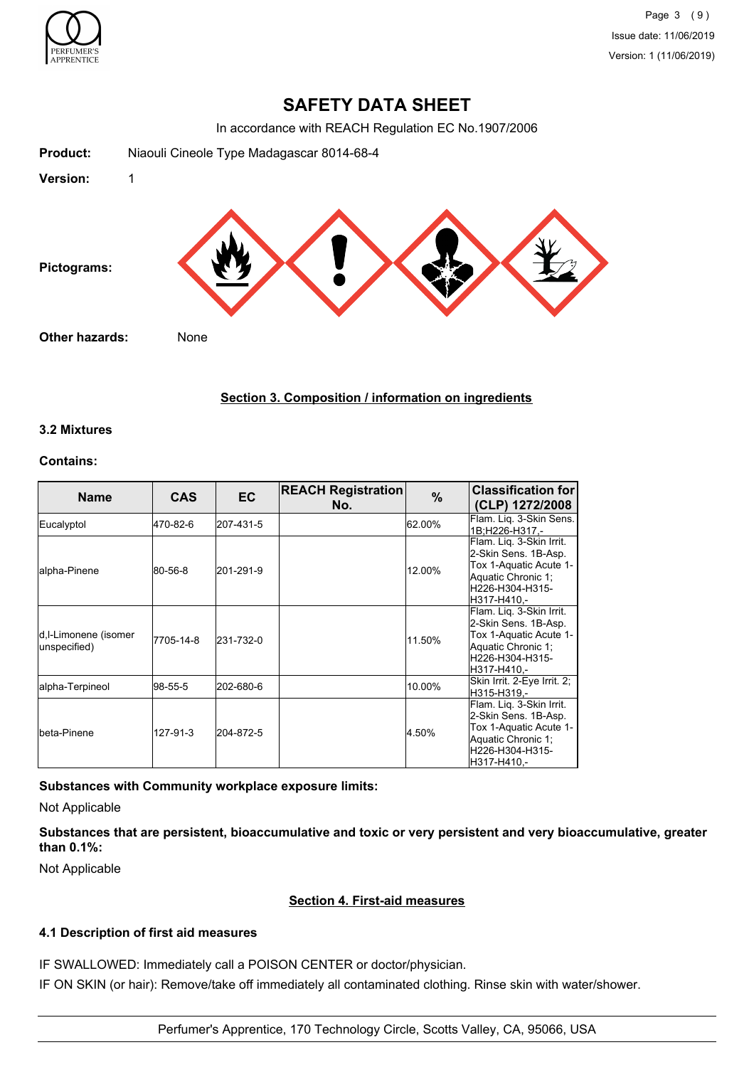# SAFETY DATA SHEET

In accordance with REACH Regulation EC No.1907/2006

**Product:** Niaouli Cineole Type Madagascar 8014-68-4

**Version:** 1

**Pictograms:**

**Other hazards:** None

## Section 3. Composition / information on ingredients

### 3.2 Mixtures

**Contains:**

| Name | CAS | EC | REACH Registration No. | % | Classification for (CLP) 1272/2008 |
|---|---|---|---|---|---|
| Eucalyptol | 470-82-6 | 207-431-5 | | 62.00% | Flam. Liq. 3-Skin Sens. 1B;H226-H317,- |
| alpha-Pinene | 80-56-8 | 201-291-9 | | 12.00% | Flam. Liq. 3-Skin Irrit. 2-Skin Sens. 1B-Asp. Tox 1-Aquatic Acute 1-Aquatic Chronic 1; H226-H304-H315-H317-H410,- |
| d,l-Limonene (isomer unspecified) | 7705-14-8 | 231-732-0 | | 11.50% | Flam. Liq. 3-Skin Irrit. 2-Skin Sens. 1B-Asp. Tox 1-Aquatic Acute 1-Aquatic Chronic 1; H226-H304-H315-H317-H410,- |
| alpha-Terpineol | 98-55-5 | 202-680-6 | | 10.00% | Skin Irrit. 2-Eye Irrit. 2; H315-H319,- |
| beta-Pinene | 127-91-3 | 204-872-5 | | 4.50% | Flam. Liq. 3-Skin Irrit. 2-Skin Sens. 1B-Asp. Tox 1-Aquatic Acute 1-Aquatic Chronic 1; H226-H304-H315-H317-H410,- |

**Substances with Community workplace exposure limits:**

Not Applicable

**Substances that are persistent, bioaccumulative and toxic or very persistent and very bioaccumulative, greater than 0.1%:**

Not Applicable

## Section 4. First-aid measures

### 4.1 Description of first aid measures

IF SWALLOWED: Immediately call a POISON CENTER or doctor/physician.

IF ON SKIN (or hair): Remove/take off immediately all contaminated clothing. Rinse skin with water/shower.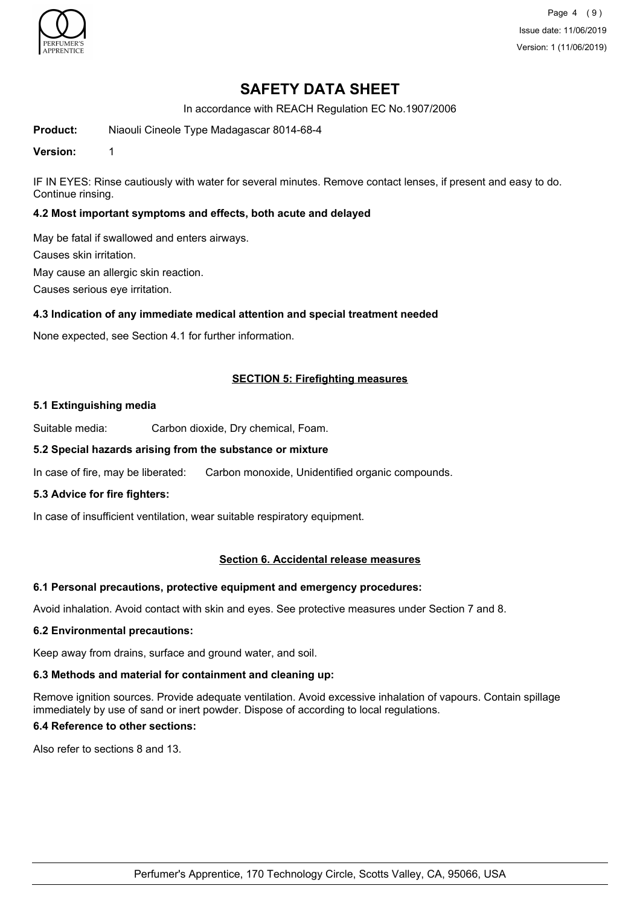IF IN EYES: Rinse cautiously with water for several minutes. Remove contact lenses, if present and easy to do. Continue rinsing.

### 4.2 Most important symptoms and effects, both acute and delayed

May be fatal if swallowed and enters airways.

Causes skin irritation.

May cause an allergic skin reaction.

Causes serious eye irritation.

### 4.3 Indication of any immediate medical attention and special treatment needed

None expected, see Section 4.1 for further information.

## SECTION 5: Firefighting measures

### 5.1 Extinguishing media

Suitable media: Carbon dioxide, Dry chemical, Foam.

### 5.2 Special hazards arising from the substance or mixture

In case of fire, may be liberated: Carbon monoxide, Unidentified organic compounds.

### 5.3 Advice for fire fighters:

In case of insufficient ventilation, wear suitable respiratory equipment.

## Section 6. Accidental release measures

### 6.1 Personal precautions, protective equipment and emergency procedures:

Avoid inhalation. Avoid contact with skin and eyes. See protective measures under Section 7 and 8.

### 6.2 Environmental precautions:

Keep away from drains, surface and ground water, and soil.

### 6.3 Methods and material for containment and cleaning up:

Remove ignition sources. Provide adequate ventilation. Avoid excessive inhalation of vapours. Contain spillage immediately by use of sand or inert powder. Dispose of according to local regulations.

### 6.4 Reference to other sections:

Also refer to sections 8 and 13.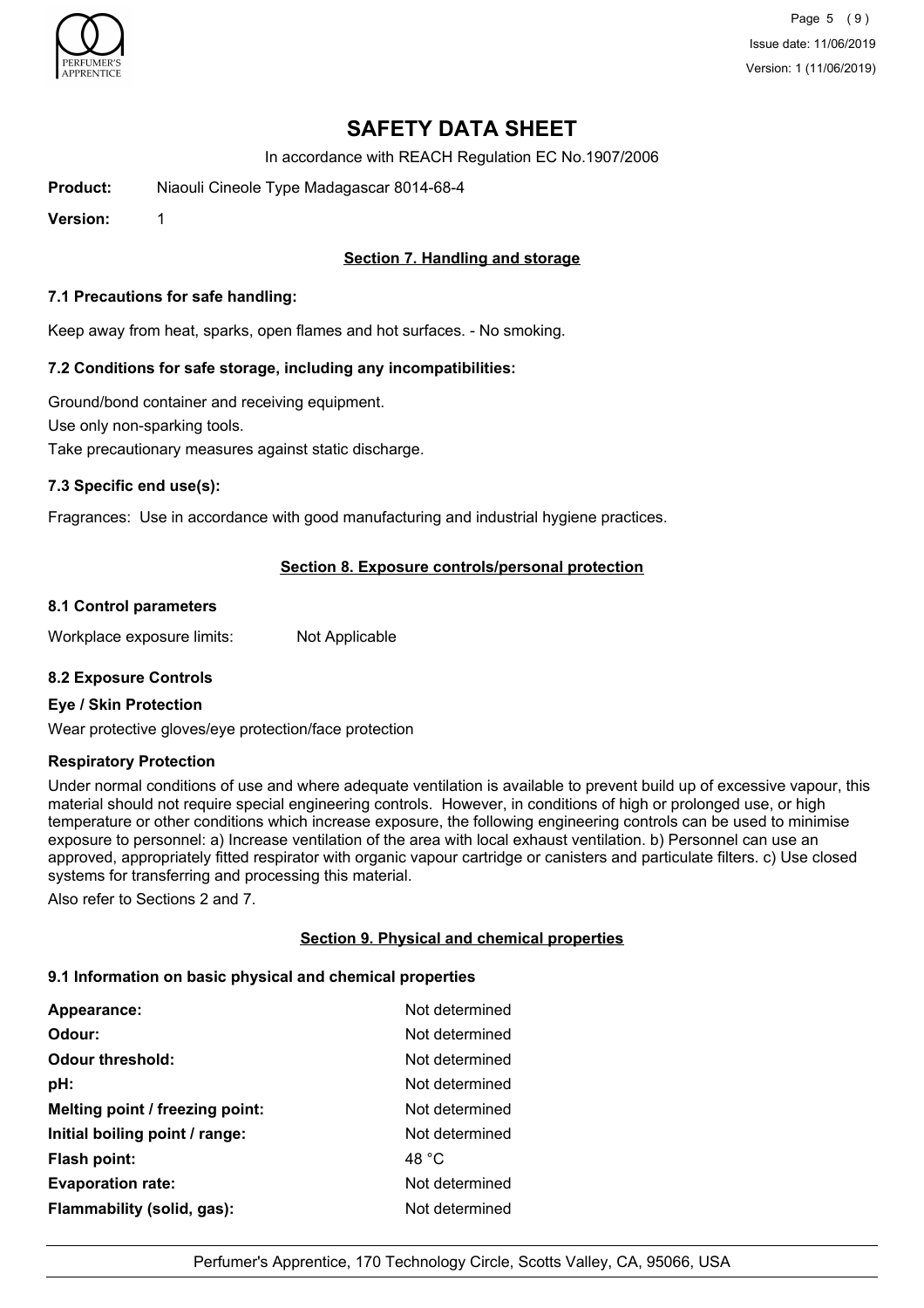# SAFETY DATA SHEET

In accordance with REACH Regulation EC No.1907/2006

**Product:** Niaouli Cineole Type Madagascar 8014-68-4

**Version:** 1

## Section 7. Handling and storage

### 7.1 Precautions for safe handling:

Keep away from heat, sparks, open flames and hot surfaces. - No smoking.

### 7.2 Conditions for safe storage, including any incompatibilities:

Ground/bond container and receiving equipment.

Use only non-sparking tools.

Take precautionary measures against static discharge.

### 7.3 Specific end use(s):

Fragrances: Use in accordance with good manufacturing and industrial hygiene practices.

## Section 8. Exposure controls/personal protection

### 8.1 Control parameters

Workplace exposure limits: Not Applicable

### 8.2 Exposure Controls

#### Eye / Skin Protection

Wear protective gloves/eye protection/face protection

#### Respiratory Protection

Under normal conditions of use and where adequate ventilation is available to prevent build up of excessive vapour, this material should not require special engineering controls. However, in conditions of high or prolonged use, or high temperature or other conditions which increase exposure, the following engineering controls can be used to minimise exposure to personnel: a) Increase ventilation of the area with local exhaust ventilation. b) Personnel can use an approved, appropriately fitted respirator with organic vapour cartridge or canisters and particulate filters. c) Use closed systems for transferring and processing this material.

Also refer to Sections 2 and 7.

## Section 9. Physical and chemical properties

### 9.1 Information on basic physical and chemical properties

| | |
|---|---|
| **Appearance:** | Not determined |
| **Odour:** | Not determined |
| **Odour threshold:** | Not determined |
| **pH:** | Not determined |
| **Melting point / freezing point:** | Not determined |
| **Initial boiling point / range:** | Not determined |
| **Flash point:** | 48 °C |
| **Evaporation rate:** | Not determined |
| **Flammability (solid, gas):** | Not determined |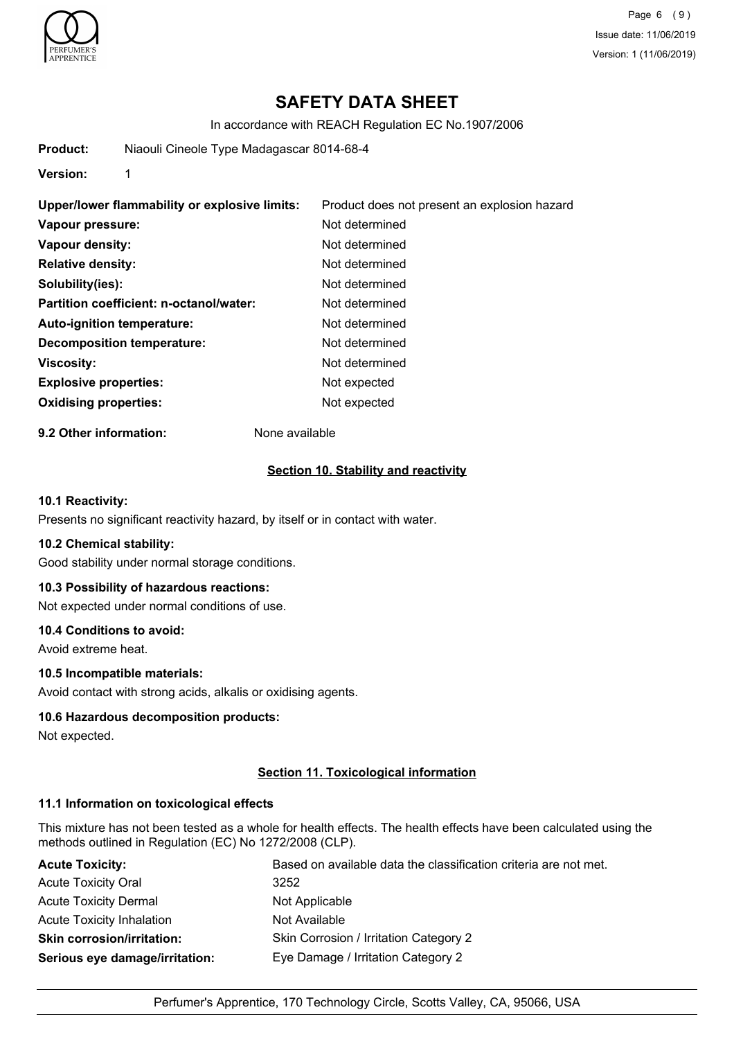# SAFETY DATA SHEET

In accordance with REACH Regulation EC No.1907/2006

**Product:** Niaouli Cineole Type Madagascar 8014-68-4

**Version:** 1

| | |
|---|---|
| **Upper/lower flammability or explosive limits:** | Product does not present an explosion hazard |
| **Vapour pressure:** | Not determined |
| **Vapour density:** | Not determined |
| **Relative density:** | Not determined |
| **Solubility(ies):** | Not determined |
| **Partition coefficient: n-octanol/water:** | Not determined |
| **Auto-ignition temperature:** | Not determined |
| **Decomposition temperature:** | Not determined |
| **Viscosity:** | Not determined |
| **Explosive properties:** | Not expected |
| **Oxidising properties:** | Not expected |

**9.2 Other information:** None available

## Section 10. Stability and reactivity

**10.1 Reactivity:**

Presents no significant reactivity hazard, by itself or in contact with water.

**10.2 Chemical stability:**

Good stability under normal storage conditions.

**10.3 Possibility of hazardous reactions:**

Not expected under normal conditions of use.

**10.4 Conditions to avoid:**

Avoid extreme heat.

**10.5 Incompatible materials:**

Avoid contact with strong acids, alkalis or oxidising agents.

**10.6 Hazardous decomposition products:**

Not expected.

## Section 11. Toxicological information

**11.1 Information on toxicological effects**

This mixture has not been tested as a whole for health effects. The health effects have been calculated using the methods outlined in Regulation (EC) No 1272/2008 (CLP).

| | |
|---|---|
| **Acute Toxicity:** | Based on available data the classification criteria are not met. |
| Acute Toxicity Oral | 3252 |
| Acute Toxicity Dermal | Not Applicable |
| Acute Toxicity Inhalation | Not Available |
| **Skin corrosion/irritation:** | Skin Corrosion / Irritation Category 2 |
| **Serious eye damage/irritation:** | Eye Damage / Irritation Category 2 |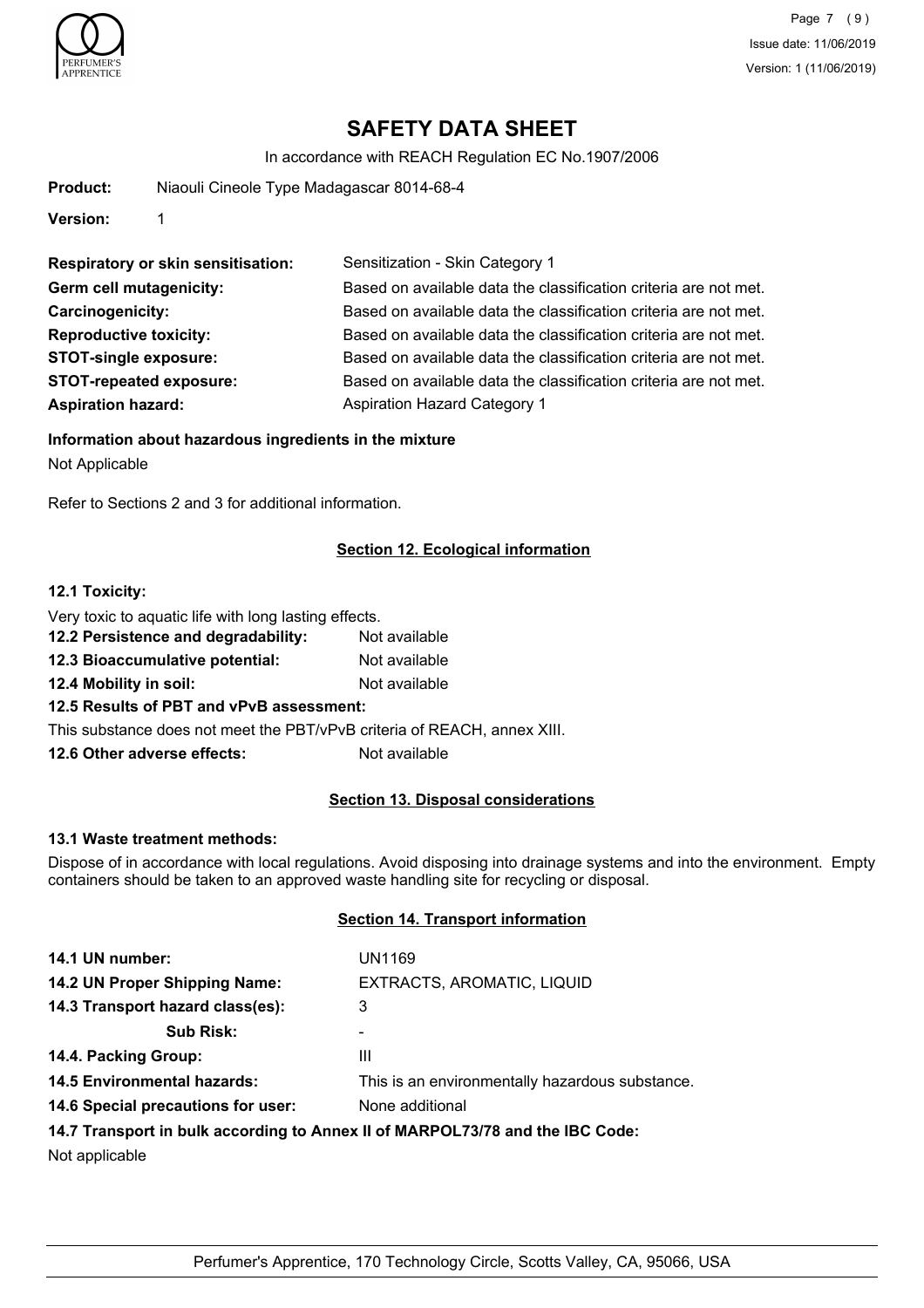# SAFETY DATA SHEET

In accordance with REACH Regulation EC No.1907/2006

**Product:** Niaouli Cineole Type Madagascar 8014-68-4

**Version:** 1

| | |
|---|---|
| **Respiratory or skin sensitisation:** | Sensitization - Skin Category 1 |
| **Germ cell mutagenicity:** | Based on available data the classification criteria are not met. |
| **Carcinogenicity:** | Based on available data the classification criteria are not met. |
| **Reproductive toxicity:** | Based on available data the classification criteria are not met. |
| **STOT-single exposure:** | Based on available data the classification criteria are not met. |
| **STOT-repeated exposure:** | Based on available data the classification criteria are not met. |
| **Aspiration hazard:** | Aspiration Hazard Category 1 |

**Information about hazardous ingredients in the mixture**

Not Applicable

Refer to Sections 2 and 3 for additional information.

## Section 12. Ecological information

**12.1 Toxicity:**

Very toxic to aquatic life with long lasting effects.

**12.2 Persistence and degradability:** Not available

**12.3 Bioaccumulative potential:** Not available

**12.4 Mobility in soil:** Not available

**12.5 Results of PBT and vPvB assessment:**

This substance does not meet the PBT/vPvB criteria of REACH, annex XIII.

**12.6 Other adverse effects:** Not available

## Section 13. Disposal considerations

**13.1 Waste treatment methods:**

Dispose of in accordance with local regulations. Avoid disposing into drainage systems and into the environment. Empty containers should be taken to an approved waste handling site for recycling or disposal.

## Section 14. Transport information

| | |
|---|---|
| **14.1 UN number:** | UN1169 |
| **14.2 UN Proper Shipping Name:** | EXTRACTS, AROMATIC, LIQUID |
| **14.3 Transport hazard class(es):** | 3 |
| **Sub Risk:** | - |
| **14.4. Packing Group:** | III |
| **14.5 Environmental hazards:** | This is an environmentally hazardous substance. |
| **14.6 Special precautions for user:** | None additional |

**14.7 Transport in bulk according to Annex II of MARPOL73/78 and the IBC Code:**

Not applicable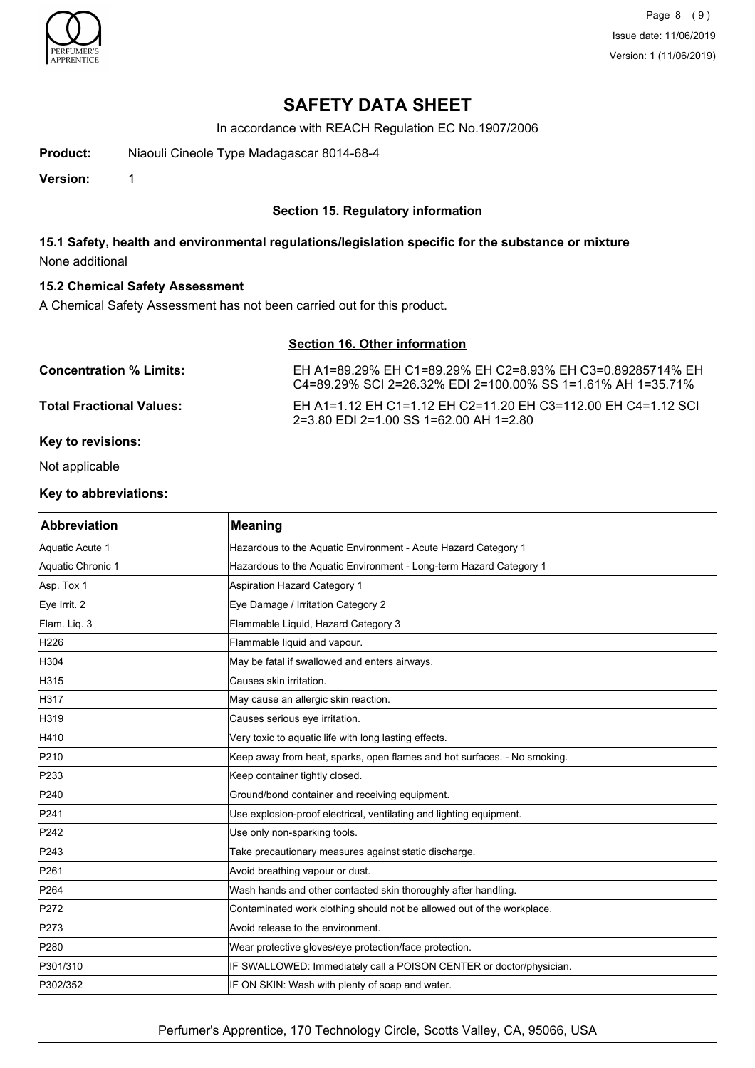# SAFETY DATA SHEET

In accordance with REACH Regulation EC No.1907/2006

**Product:** Niaouli Cineole Type Madagascar 8014-68-4

**Version:** 1

## Section 15. Regulatory information

### 15.1 Safety, health and environmental regulations/legislation specific for the substance or mixture

None additional

### 15.2 Chemical Safety Assessment

A Chemical Safety Assessment has not been carried out for this product.

## Section 16. Other information

**Concentration % Limits:** EH A1=89.29% EH C1=89.29% EH C2=8.93% EH C3=0.89285714% EH C4=89.29% SCI 2=26.32% EDI 2=100.00% SS 1=1.61% AH 1=35.71%

**Total Fractional Values:** EH A1=1.12 EH C1=1.12 EH C2=11.20 EH C3=112.00 EH C4=1.12 SCI 2=3.80 EDI 2=1.00 SS 1=62.00 AH 1=2.80

**Key to revisions:**

Not applicable

**Key to abbreviations:**

| Abbreviation | Meaning |
|---|---|
| Aquatic Acute 1 | Hazardous to the Aquatic Environment - Acute Hazard Category 1 |
| Aquatic Chronic 1 | Hazardous to the Aquatic Environment - Long-term Hazard Category 1 |
| Asp. Tox 1 | Aspiration Hazard Category 1 |
| Eye Irrit. 2 | Eye Damage / Irritation Category 2 |
| Flam. Liq. 3 | Flammable Liquid, Hazard Category 3 |
| H226 | Flammable liquid and vapour. |
| H304 | May be fatal if swallowed and enters airways. |
| H315 | Causes skin irritation. |
| H317 | May cause an allergic skin reaction. |
| H319 | Causes serious eye irritation. |
| H410 | Very toxic to aquatic life with long lasting effects. |
| P210 | Keep away from heat, sparks, open flames and hot surfaces. - No smoking. |
| P233 | Keep container tightly closed. |
| P240 | Ground/bond container and receiving equipment. |
| P241 | Use explosion-proof electrical, ventilating and lighting equipment. |
| P242 | Use only non-sparking tools. |
| P243 | Take precautionary measures against static discharge. |
| P261 | Avoid breathing vapour or dust. |
| P264 | Wash hands and other contacted skin thoroughly after handling. |
| P272 | Contaminated work clothing should not be allowed out of the workplace. |
| P273 | Avoid release to the environment. |
| P280 | Wear protective gloves/eye protection/face protection. |
| P301/310 | IF SWALLOWED: Immediately call a POISON CENTER or doctor/physician. |
| P302/352 | IF ON SKIN: Wash with plenty of soap and water. |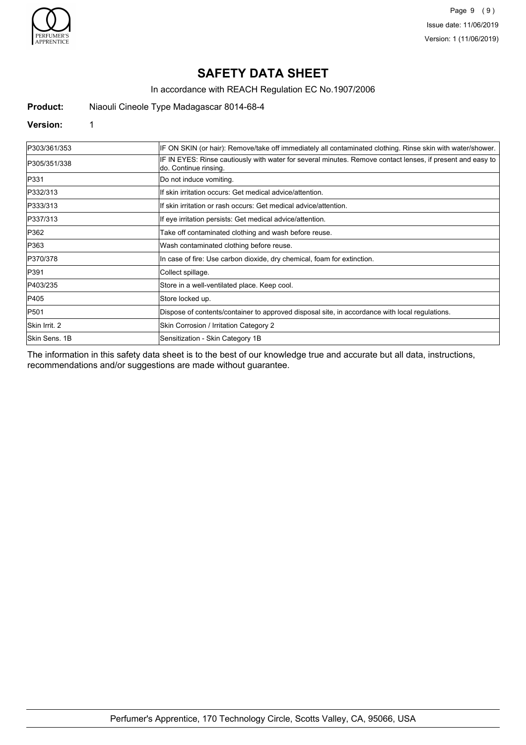# SAFETY DATA SHEET

In accordance with REACH Regulation EC No.1907/2006

**Product:** Niaouli Cineole Type Madagascar 8014-68-4

**Version:** 1

| | |
|---|---|
| P303/361/353 | IF ON SKIN (or hair): Remove/take off immediately all contaminated clothing. Rinse skin with water/shower. |
| P305/351/338 | IF IN EYES: Rinse cautiously with water for several minutes. Remove contact lenses, if present and easy to do. Continue rinsing. |
| P331 | Do not induce vomiting. |
| P332/313 | If skin irritation occurs: Get medical advice/attention. |
| P333/313 | If skin irritation or rash occurs: Get medical advice/attention. |
| P337/313 | If eye irritation persists: Get medical advice/attention. |
| P362 | Take off contaminated clothing and wash before reuse. |
| P363 | Wash contaminated clothing before reuse. |
| P370/378 | In case of fire: Use carbon dioxide, dry chemical, foam for extinction. |
| P391 | Collect spillage. |
| P403/235 | Store in a well-ventilated place. Keep cool. |
| P405 | Store locked up. |
| P501 | Dispose of contents/container to approved disposal site, in accordance with local regulations. |
| Skin Irrit. 2 | Skin Corrosion / Irritation Category 2 |
| Skin Sens. 1B | Sensitization - Skin Category 1B |

The information in this safety data sheet is to the best of our knowledge true and accurate but all data, instructions, recommendations and/or suggestions are made without guarantee.